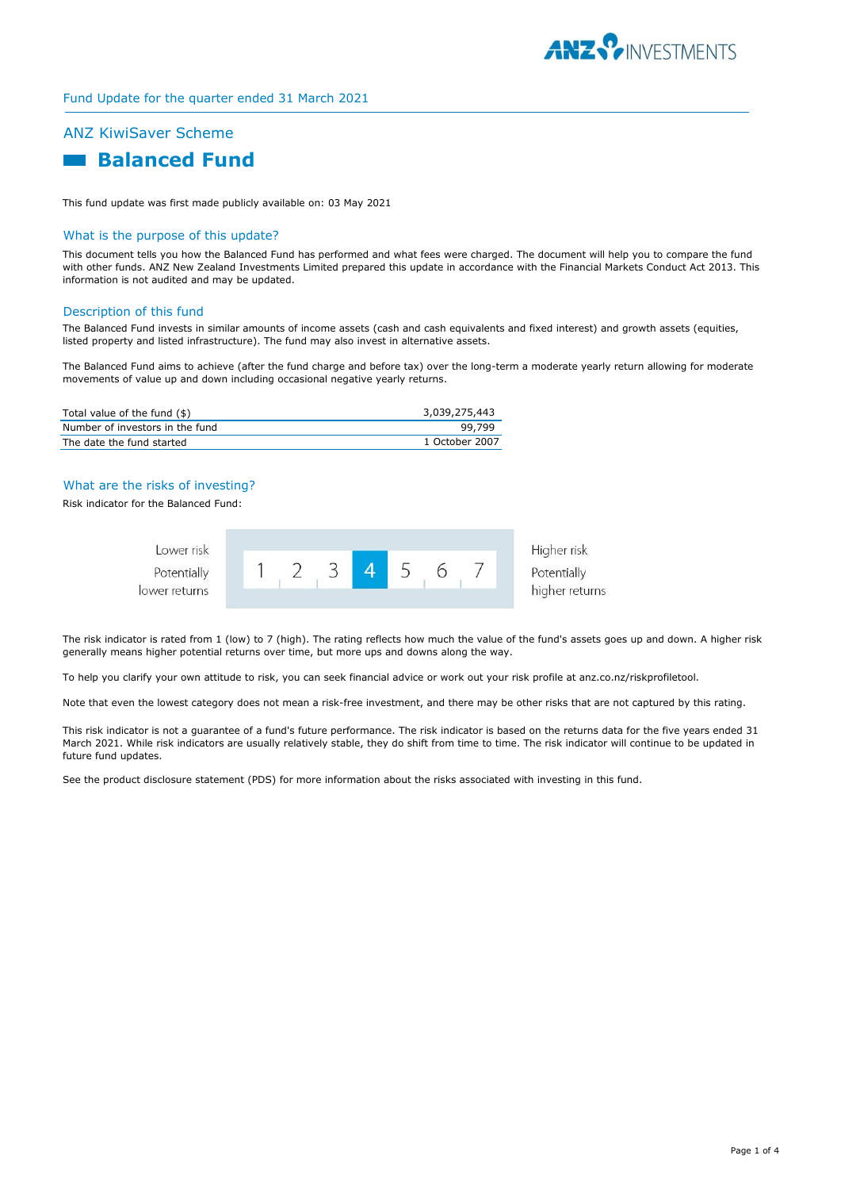Fund Update for the quarter ended 31 March 2021

## ANZ KiwiSaver Scheme

# Balanced Fund

This fund update was first made publicly available on: 03 May 2021

## What is the purpose of this update?

This document tells you how the Balanced Fund has performed and what fees were charged. The document will help you to compare the fund with other funds. ANZ New Zealand Investments Limited prepared this update in accordance with the Financial Markets Conduct Act 2013. This information is not audited and may be updated.

## Description of this fund

The Balanced Fund invests in similar amounts of income assets (cash and cash equivalents and fixed interest) and growth assets (equities, listed property and listed infrastructure). The fund may also invest in alternative assets.

The Balanced Fund aims to achieve (after the fund charge and before tax) over the long-term a moderate yearly return allowing for moderate movements of value up and down including occasional negative yearly returns.

| | |
|---|---|
| Total value of the fund ($) | 3,039,275,443 |
| Number of investors in the fund | 99,799 |
| The date the fund started | 1 October 2007 |

## What are the risks of investing?

Risk indicator for the Balanced Fund:

| Lower risk<br>Potentially lower returns | 1 | 2 | 3 | **4** | 5 | 6 | 7 | Higher risk<br>Potentially higher returns |
|---|---|---|---|---|---|---|---|---|

The risk indicator is rated from 1 (low) to 7 (high). The rating reflects how much the value of the fund's assets goes up and down. A higher risk generally means higher potential returns over time, but more ups and downs along the way.

To help you clarify your own attitude to risk, you can seek financial advice or work out your risk profile at anz.co.nz/riskprofiletool.

Note that even the lowest category does not mean a risk-free investment, and there may be other risks that are not captured by this rating.

This risk indicator is not a guarantee of a fund's future performance. The risk indicator is based on the returns data for the five years ended 31 March 2021. While risk indicators are usually relatively stable, they do shift from time to time. The risk indicator will continue to be updated in future fund updates.

See the product disclosure statement (PDS) for more information about the risks associated with investing in this fund.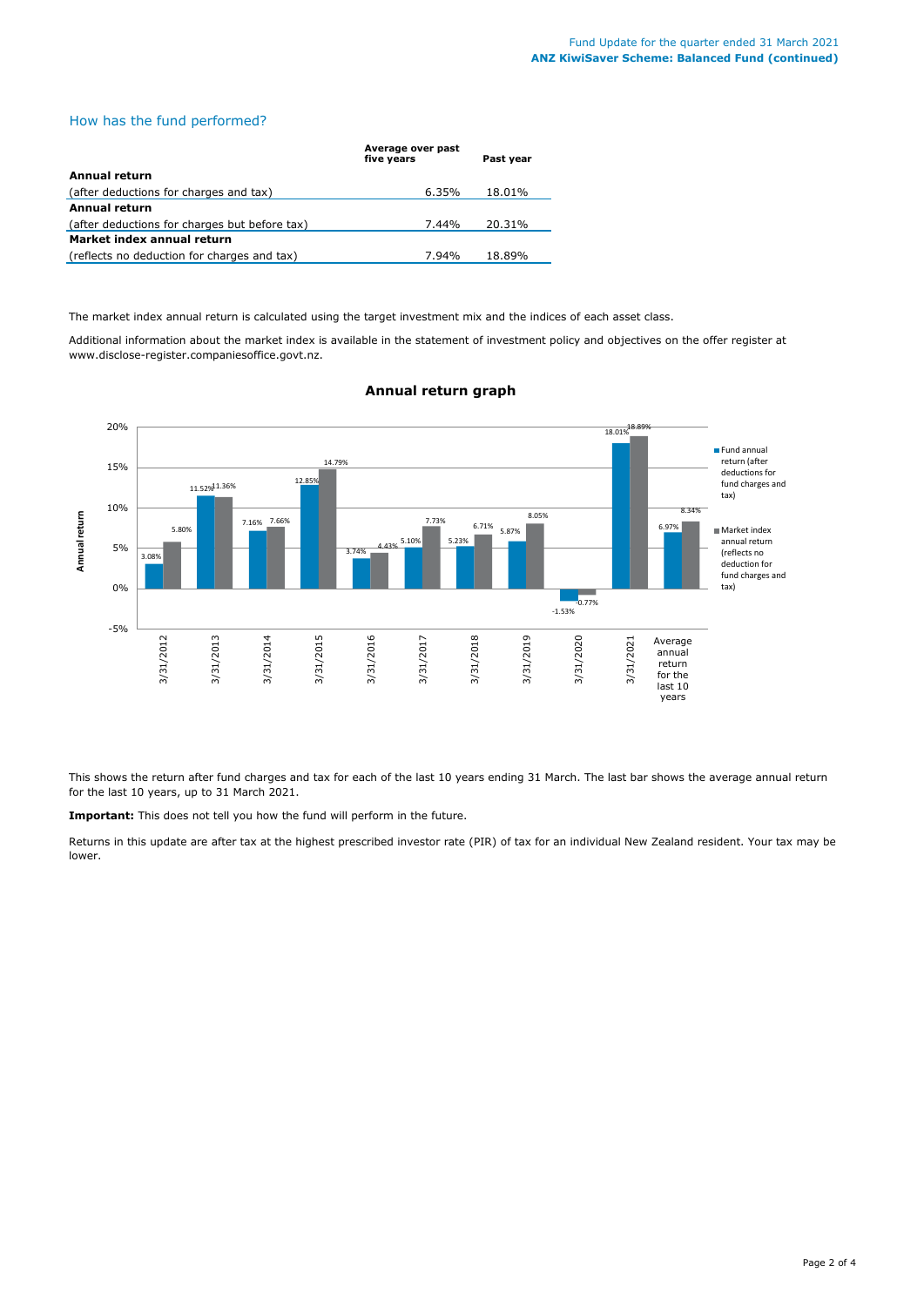## How has the fund performed?

| | Average over past five years | Past year |
|---|---|---|
| **Annual return** | | |
| (after deductions for charges and tax) | 6.35% | 18.01% |
| **Annual return** | | |
| (after deductions for charges but before tax) | 7.44% | 20.31% |
| **Market index annual return** | | |
| (reflects no deduction for charges and tax) | 7.94% | 18.89% |

The market index annual return is calculated using the target investment mix and the indices of each asset class.

Additional information about the market index is available in the statement of investment policy and objectives on the offer register at www.disclose-register.companiesoffice.govt.nz.

### Annual return graph

| | Fund annual return (after deductions for fund charges and tax) | Market index annual return (reflects no deduction for fund charges and tax) |
|---|---|---|
| 3/31/2012 | 3.08% | 5.80% |
| 3/31/2013 | 11.52% | 11.36% |
| 3/31/2014 | 7.16% | 7.66% |
| 3/31/2015 | 12.85% | 14.79% |
| 3/31/2016 | 3.74% | 4.43% |
| 3/31/2017 | 5.10% | 7.73% |
| 3/31/2018 | 5.23% | 6.71% |
| 3/31/2019 | 5.87% | 8.05% |
| 3/31/2020 | -1.53% | -0.77% |
| 3/31/2021 | 18.01% | 18.89% |
| Average annual return for the last 10 years | 6.97% | 8.34% |

This shows the return after fund charges and tax for each of the last 10 years ending 31 March. The last bar shows the average annual return for the last 10 years, up to 31 March 2021.

**Important:** This does not tell you how the fund will perform in the future.

Returns in this update are after tax at the highest prescribed investor rate (PIR) of tax for an individual New Zealand resident. Your tax may be lower.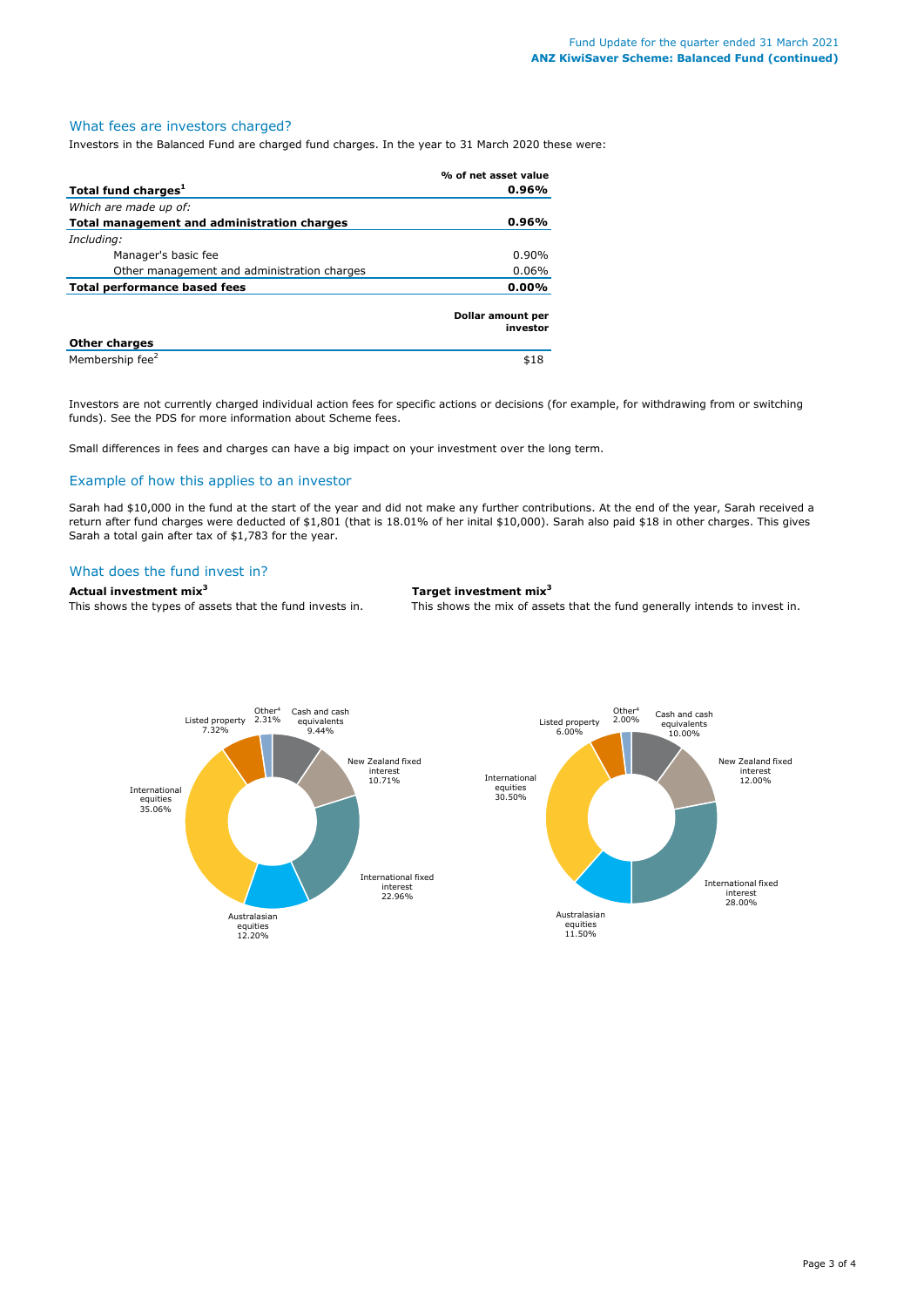## What fees are investors charged?

Investors in the Balanced Fund are charged fund charges. In the year to 31 March 2020 these were:

| | % of net asset value |
|---|---|
| **Total fund charges[1]** | **0.96%** |
| *Which are made up of:* | |
| **Total management and administration charges** | **0.96%** |
| *Including:* | |
| Manager's basic fee | 0.90% |
| Other management and administration charges | 0.06% |
| **Total performance based fees** | **0.00%** |

| **Other charges** | **Dollar amount per investor** |
|---|---|
| Membership fee[2] | $18 |

Investors are not currently charged individual action fees for specific actions or decisions (for example, for withdrawing from or switching funds). See the PDS for more information about Scheme fees.

Small differences in fees and charges can have a big impact on your investment over the long term.

## Example of how this applies to an investor

Sarah had $10,000 in the fund at the start of the year and did not make any further contributions. At the end of the year, Sarah received a return after fund charges were deducted of $1,801 (that is 18.01% of her inital $10,000). Sarah also paid $18 in other charges. This gives Sarah a total gain after tax of $1,783 for the year.

## What does the fund invest in?

**Actual investment mix[3]**

This shows the types of assets that the fund invests in.

| Asset | % |
|---|---|
| Cash and cash equivalents | 9.44% |
| New Zealand fixed interest | 10.71% |
| International fixed interest | 22.96% |
| Australasian equities | 12.20% |
| International equities | 35.06% |
| Listed property | 7.32% |
| Other[4] | 2.31% |

**Target investment mix[3]**

This shows the mix of assets that the fund generally intends to invest in.

| Asset | % |
|---|---|
| Cash and cash equivalents | 10.00% |
| New Zealand fixed interest | 12.00% |
| International fixed interest | 28.00% |
| Australasian equities | 11.50% |
| International equities | 30.50% |
| Listed property | 6.00% |
| Other[4] | 2.00% |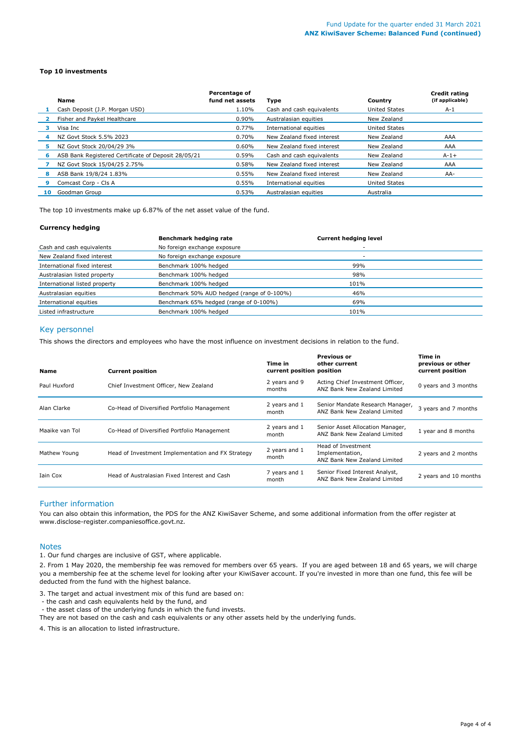### Top 10 investments

| | Name | Percentage of fund net assets | Type | Country | Credit rating (if applicable) |
|---|---|---|---|---|---|
| 1 | Cash Deposit (J.P. Morgan USD) | 1.10% | Cash and cash equivalents | United States | A-1 |
| 2 | Fisher and Paykel Healthcare | 0.90% | Australasian equities | New Zealand | |
| 3 | Visa Inc | 0.77% | International equities | United States | |
| 4 | NZ Govt Stock 5.5% 2023 | 0.70% | New Zealand fixed interest | New Zealand | AAA |
| 5 | NZ Govt Stock 20/04/29 3% | 0.60% | New Zealand fixed interest | New Zealand | AAA |
| 6 | ASB Bank Registered Certificate of Deposit 28/05/21 | 0.59% | Cash and cash equivalents | New Zealand | A-1+ |
| 7 | NZ Govt Stock 15/04/25 2.75% | 0.58% | New Zealand fixed interest | New Zealand | AAA |
| 8 | ASB Bank 19/8/24 1.83% | 0.55% | New Zealand fixed interest | New Zealand | AA- |
| 9 | Comcast Corp - Cls A | 0.55% | International equities | United States | |
| 10 | Goodman Group | 0.53% | Australasian equities | Australia | |

The top 10 investments make up 6.87% of the net asset value of the fund.

### Currency hedging

| | Benchmark hedging rate | Current hedging level |
|---|---|---|
| Cash and cash equivalents | No foreign exchange exposure | - |
| New Zealand fixed interest | No foreign exchange exposure | - |
| International fixed interest | Benchmark 100% hedged | 99% |
| Australasian listed property | Benchmark 100% hedged | 98% |
| International listed property | Benchmark 100% hedged | 101% |
| Australasian equities | Benchmark 50% AUD hedged (range of 0-100%) | 46% |
| International equities | Benchmark 65% hedged (range of 0-100%) | 69% |
| Listed infrastructure | Benchmark 100% hedged | 101% |

## Key personnel

This shows the directors and employees who have the most influence on investment decisions in relation to the fund.

| Name | Current position | Time in current position | Previous or other current position | Time in previous or other current position |
|---|---|---|---|---|
| Paul Huxford | Chief Investment Officer, New Zealand | 2 years and 9 months | Acting Chief Investment Officer, ANZ Bank New Zealand Limited | 0 years and 3 months |
| Alan Clarke | Co-Head of Diversified Portfolio Management | 2 years and 1 month | Senior Mandate Research Manager, ANZ Bank New Zealand Limited | 3 years and 7 months |
| Maaike van Tol | Co-Head of Diversified Portfolio Management | 2 years and 1 month | Senior Asset Allocation Manager, ANZ Bank New Zealand Limited | 1 year and 8 months |
| Mathew Young | Head of Investment Implementation and FX Strategy | 2 years and 1 month | Head of Investment Implementation, ANZ Bank New Zealand Limited | 2 years and 2 months |
| Iain Cox | Head of Australasian Fixed Interest and Cash | 7 years and 1 month | Senior Fixed Interest Analyst, ANZ Bank New Zealand Limited | 2 years and 10 months |

## Further information

You can also obtain this information, the PDS for the ANZ KiwiSaver Scheme, and some additional information from the offer register at www.disclose-register.companiesoffice.govt.nz.

## Notes

1. Our fund charges are inclusive of GST, where applicable.

2. From 1 May 2020, the membership fee was removed for members over 65 years. If you are aged between 18 and 65 years, we will charge you a membership fee at the scheme level for looking after your KiwiSaver account. If you're invested in more than one fund, this fee will be deducted from the fund with the highest balance.

3. The target and actual investment mix of this fund are based on:
 - the cash and cash equivalents held by the fund, and
 - the asset class of the underlying funds in which the fund invests.

They are not based on the cash and cash equivalents or any other assets held by the underlying funds.

4. This is an allocation to listed infrastructure.